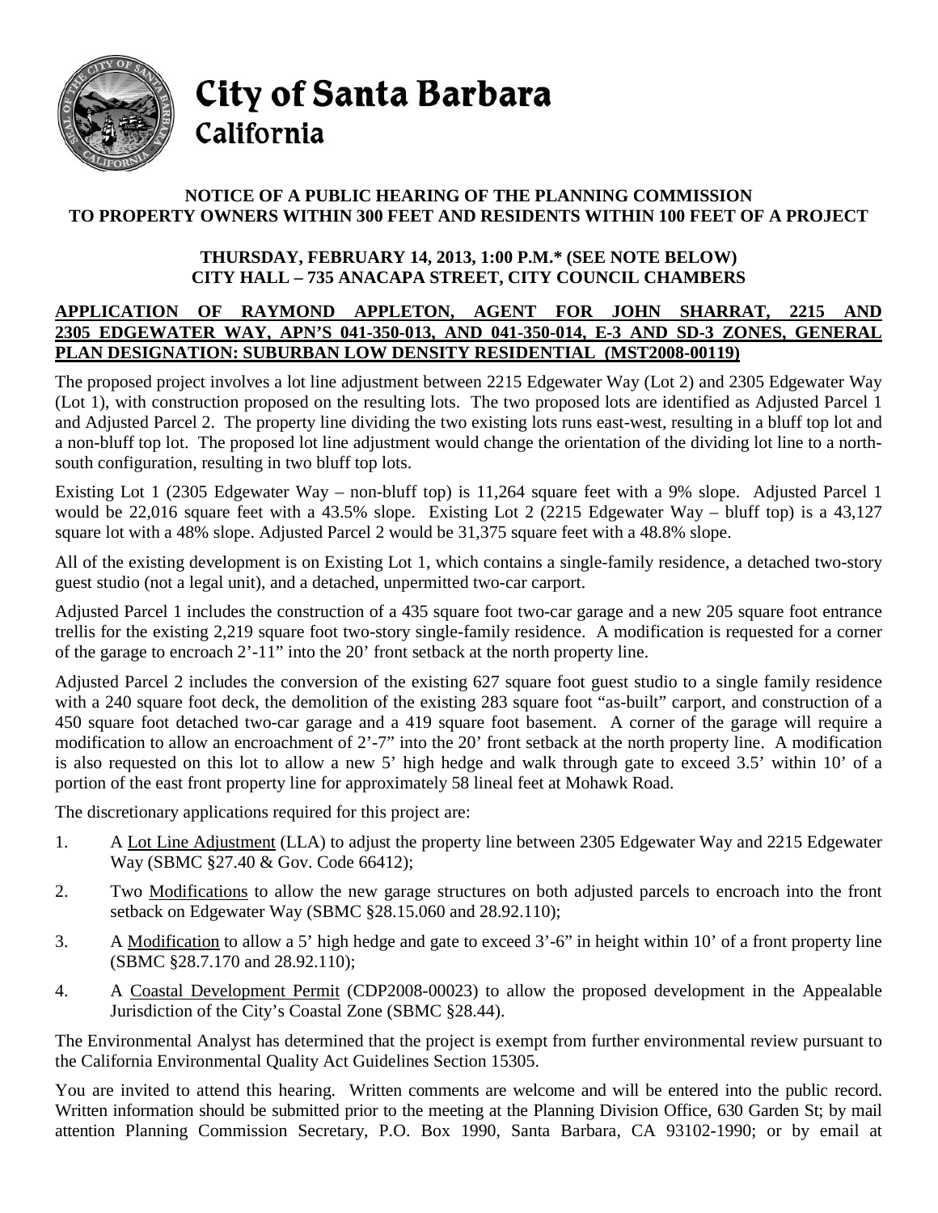# City of Santa Barbara
## California

**NOTICE OF A PUBLIC HEARING OF THE PLANNING COMMISSION TO PROPERTY OWNERS WITHIN 300 FEET AND RESIDENTS WITHIN 100 FEET OF A PROJECT**

**THURSDAY, FEBRUARY 14, 2013, 1:00 P.M.* (SEE NOTE BELOW)**
**CITY HALL – 735 ANACAPA STREET, CITY COUNCIL CHAMBERS**

**APPLICATION OF RAYMOND APPLETON, AGENT FOR JOHN SHARRAT, 2215 AND 2305 EDGEWATER WAY, APN'S 041-350-013, AND 041-350-014, E-3 AND SD-3 ZONES, GENERAL PLAN DESIGNATION: SUBURBAN LOW DENSITY RESIDENTIAL (MST2008-00119)**

The proposed project involves a lot line adjustment between 2215 Edgewater Way (Lot 2) and 2305 Edgewater Way (Lot 1), with construction proposed on the resulting lots. The two proposed lots are identified as Adjusted Parcel 1 and Adjusted Parcel 2. The property line dividing the two existing lots runs east-west, resulting in a bluff top lot and a non-bluff top lot. The proposed lot line adjustment would change the orientation of the dividing lot line to a north-south configuration, resulting in two bluff top lots.

Existing Lot 1 (2305 Edgewater Way – non-bluff top) is 11,264 square feet with a 9% slope. Adjusted Parcel 1 would be 22,016 square feet with a 43.5% slope. Existing Lot 2 (2215 Edgewater Way – bluff top) is a 43,127 square lot with a 48% slope. Adjusted Parcel 2 would be 31,375 square feet with a 48.8% slope.

All of the existing development is on Existing Lot 1, which contains a single-family residence, a detached two-story guest studio (not a legal unit), and a detached, unpermitted two-car carport.

Adjusted Parcel 1 includes the construction of a 435 square foot two-car garage and a new 205 square foot entrance trellis for the existing 2,219 square foot two-story single-family residence. A modification is requested for a corner of the garage to encroach 2'-11" into the 20' front setback at the north property line.

Adjusted Parcel 2 includes the conversion of the existing 627 square foot guest studio to a single family residence with a 240 square foot deck, the demolition of the existing 283 square foot "as-built" carport, and construction of a 450 square foot detached two-car garage and a 419 square foot basement. A corner of the garage will require a modification to allow an encroachment of 2'-7" into the 20' front setback at the north property line. A modification is also requested on this lot to allow a new 5' high hedge and walk through gate to exceed 3.5' within 10' of a portion of the east front property line for approximately 58 lineal feet at Mohawk Road.

The discretionary applications required for this project are:

1. A Lot Line Adjustment (LLA) to adjust the property line between 2305 Edgewater Way and 2215 Edgewater Way (SBMC §27.40 & Gov. Code 66412);
2. Two Modifications to allow the new garage structures on both adjusted parcels to encroach into the front setback on Edgewater Way (SBMC §28.15.060 and 28.92.110);
3. A Modification to allow a 5' high hedge and gate to exceed 3'-6" in height within 10' of a front property line (SBMC §28.7.170 and 28.92.110);
4. A Coastal Development Permit (CDP2008-00023) to allow the proposed development in the Appealable Jurisdiction of the City's Coastal Zone (SBMC §28.44).

The Environmental Analyst has determined that the project is exempt from further environmental review pursuant to the California Environmental Quality Act Guidelines Section 15305.

You are invited to attend this hearing. Written comments are welcome and will be entered into the public record. Written information should be submitted prior to the meeting at the Planning Division Office, 630 Garden St; by mail attention Planning Commission Secretary, P.O. Box 1990, Santa Barbara, CA 93102-1990; or by email at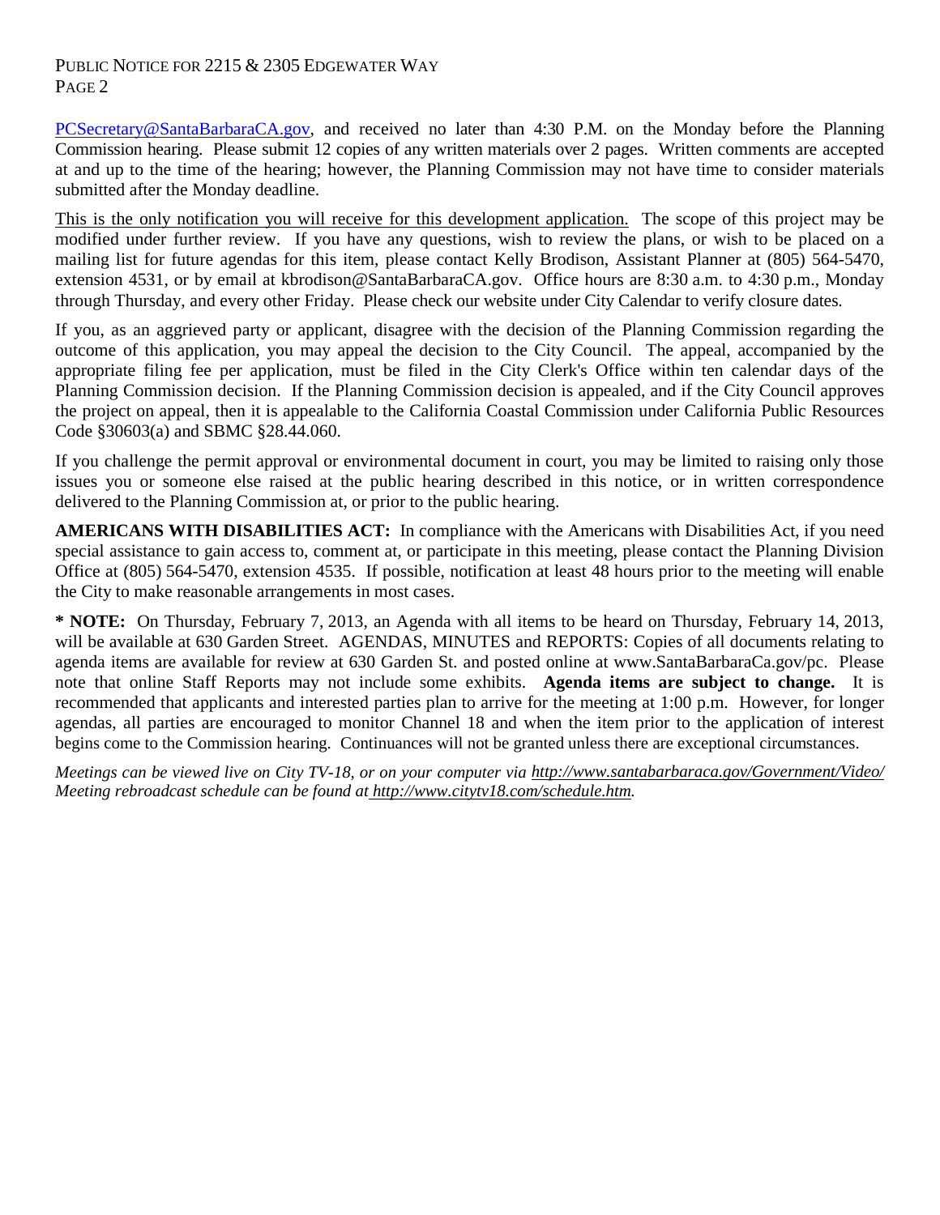PCSecretary@SantaBarbaraCA.gov, and received no later than 4:30 P.M. on the Monday before the Planning Commission hearing. Please submit 12 copies of any written materials over 2 pages. Written comments are accepted at and up to the time of the hearing; however, the Planning Commission may not have time to consider materials submitted after the Monday deadline.

This is the only notification you will receive for this development application. The scope of this project may be modified under further review. If you have any questions, wish to review the plans, or wish to be placed on a mailing list for future agendas for this item, please contact Kelly Brodison, Assistant Planner at (805) 564-5470, extension 4531, or by email at kbrodison@SantaBarbaraCA.gov. Office hours are 8:30 a.m. to 4:30 p.m., Monday through Thursday, and every other Friday. Please check our website under City Calendar to verify closure dates.

If you, as an aggrieved party or applicant, disagree with the decision of the Planning Commission regarding the outcome of this application, you may appeal the decision to the City Council. The appeal, accompanied by the appropriate filing fee per application, must be filed in the City Clerk's Office within ten calendar days of the Planning Commission decision. If the Planning Commission decision is appealed, and if the City Council approves the project on appeal, then it is appealable to the California Coastal Commission under California Public Resources Code §30603(a) and SBMC §28.44.060.

If you challenge the permit approval or environmental document in court, you may be limited to raising only those issues you or someone else raised at the public hearing described in this notice, or in written correspondence delivered to the Planning Commission at, or prior to the public hearing.

**AMERICANS WITH DISABILITIES ACT:** In compliance with the Americans with Disabilities Act, if you need special assistance to gain access to, comment at, or participate in this meeting, please contact the Planning Division Office at (805) 564-5470, extension 4535. If possible, notification at least 48 hours prior to the meeting will enable the City to make reasonable arrangements in most cases.

**\* NOTE:** On Thursday, February 7, 2013, an Agenda with all items to be heard on Thursday, February 14, 2013, will be available at 630 Garden Street. AGENDAS, MINUTES and REPORTS: Copies of all documents relating to agenda items are available for review at 630 Garden St. and posted online at www.SantaBarbaraCa.gov/pc. Please note that online Staff Reports may not include some exhibits. **Agenda items are subject to change.** It is recommended that applicants and interested parties plan to arrive for the meeting at 1:00 p.m. However, for longer agendas, all parties are encouraged to monitor Channel 18 and when the item prior to the application of interest begins come to the Commission hearing. Continuances will not be granted unless there are exceptional circumstances.

*Meetings can be viewed live on City TV-18, or on your computer via http://www.santabarbaraca.gov/Government/Video/ Meeting rebroadcast schedule can be found at http://www.citytv18.com/schedule.htm.*